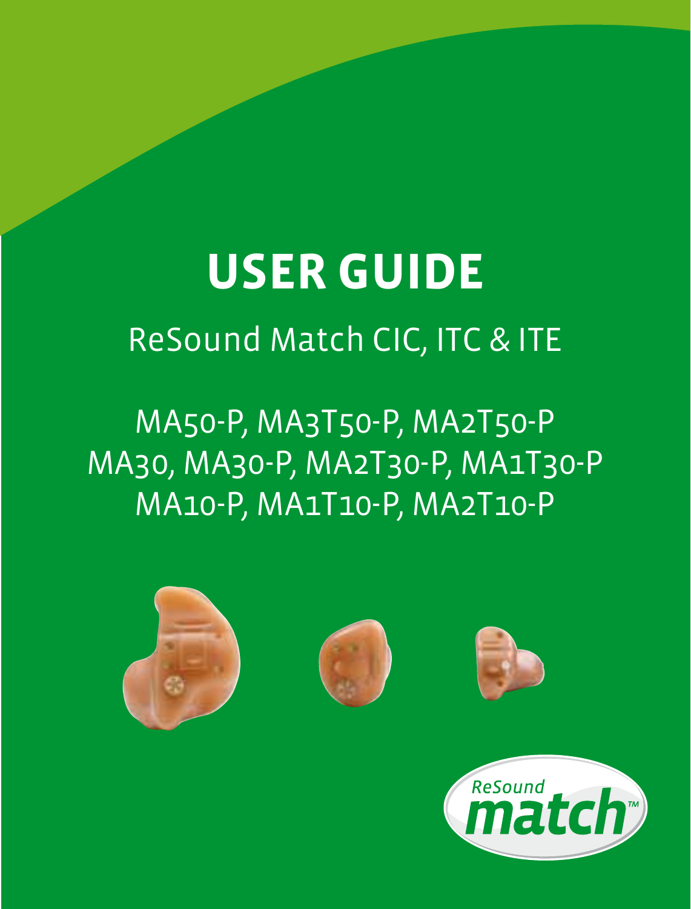# USER GUIDE

ReSound Match CIC, ITC & ITE

MA50-P, MA3T50-P, MA2T50-P
MA30, MA30-P, MA2T30-P, MA1T30-P
MA10-P, MA1T10-P, MA2T10-P

ReSound match™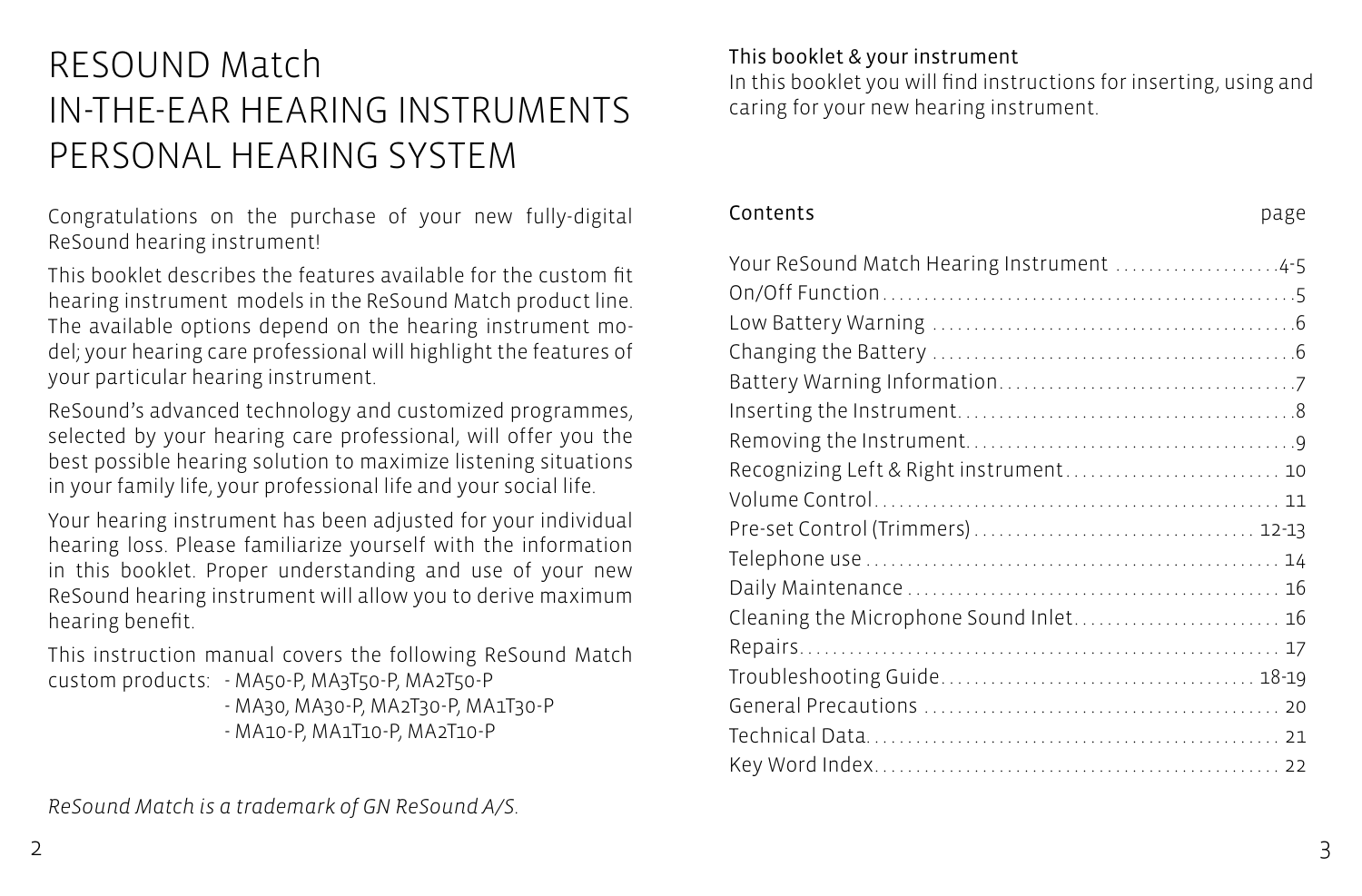# RESOUND Match IN-THE-EAR HEARING INSTRUMENTS PERSONAL HEARING SYSTEM

Congratulations on the purchase of your new fully-digital ReSound hearing instrument!

This booklet describes the features available for the custom fit hearing instrument models in the ReSound Match product line. The available options depend on the hearing instrument model; your hearing care professional will highlight the features of your particular hearing instrument.

ReSound's advanced technology and customized programmes, selected by your hearing care professional, will offer you the best possible hearing solution to maximize listening situations in your family life, your professional life and your social life.

Your hearing instrument has been adjusted for your individual hearing loss. Please familiarize yourself with the information in this booklet. Proper understanding and use of your new ReSound hearing instrument will allow you to derive maximum hearing benefit.

This instruction manual covers the following ReSound Match custom products:
- MA50-P, MA3T50-P, MA2T50-P
- MA30, MA30-P, MA2T30-P, MA1T30-P
- MA10-P, MA1T10-P, MA2T10-P

*ReSound Match is a trademark of GN ReSound A/S.*

## This booklet & your instrument

In this booklet you will find instructions for inserting, using and caring for your new hearing instrument.

| Contents | page |
|---|---|
| Your ReSound Match Hearing Instrument | 4-5 |
| On/Off Function | 5 |
| Low Battery Warning | 6 |
| Changing the Battery | 6 |
| Battery Warning Information | 7 |
| Inserting the Instrument | 8 |
| Removing the Instrument | 9 |
| Recognizing Left & Right instrument | 10 |
| Volume Control | 11 |
| Pre-set Control (Trimmers) | 12-13 |
| Telephone use | 14 |
| Daily Maintenance | 16 |
| Cleaning the Microphone Sound Inlet | 16 |
| Repairs | 17 |
| Troubleshooting Guide | 18-19 |
| General Precautions | 20 |
| Technical Data | 21 |
| Key Word Index | 22 |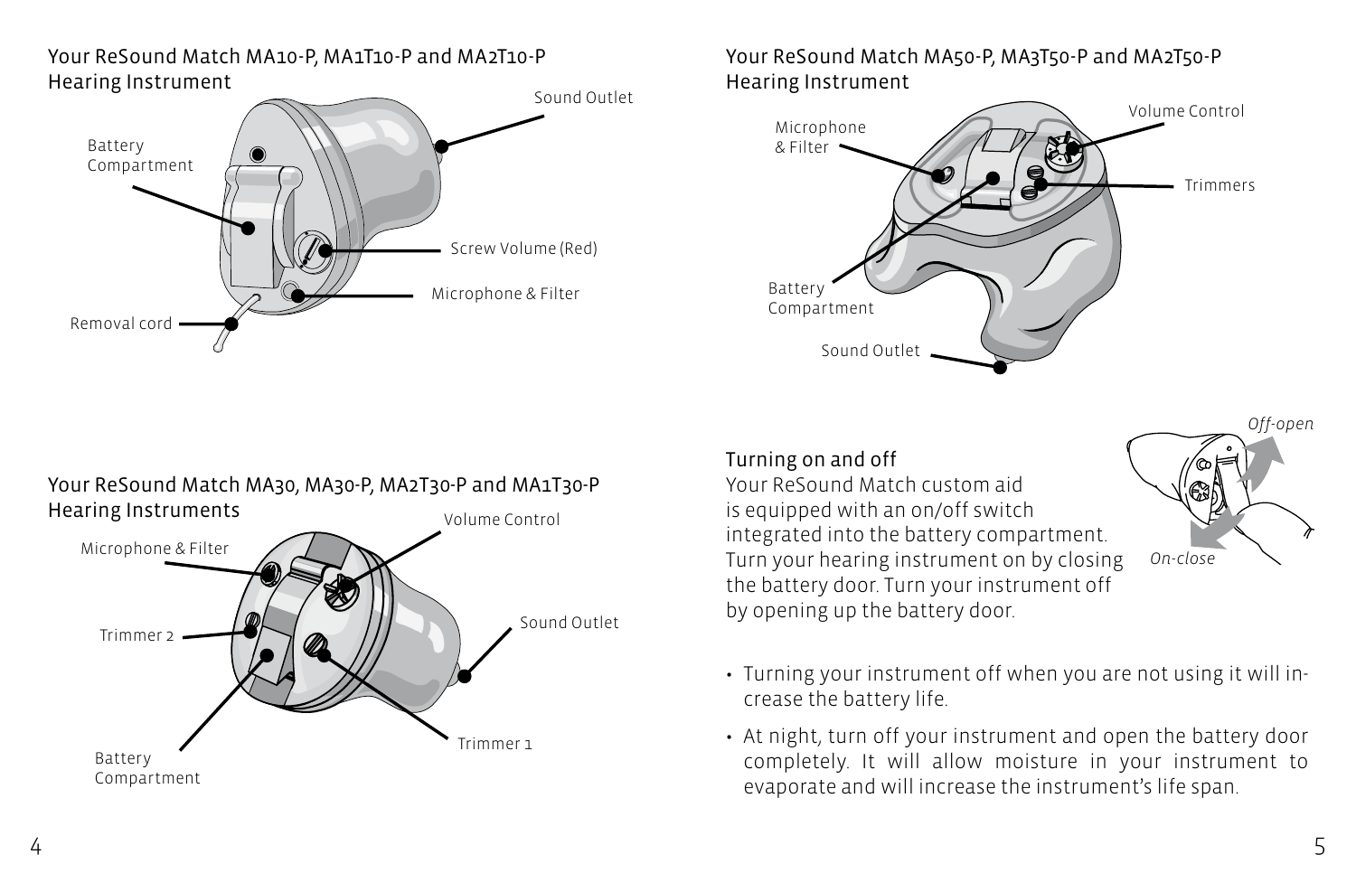## Your ReSound Match MA10-P, MA1T10-P and MA2T10-P Hearing Instrument

Sound Outlet

Battery Compartment

Screw Volume (Red)

Microphone & Filter

Removal cord

## Your ReSound Match MA30, MA30-P, MA2T30-P and MA1T30-P Hearing Instruments

Volume Control

Microphone & Filter

Sound Outlet

Trimmer 2

Battery Compartment

Trimmer 1

## Your ReSound Match MA50-P, MA3T50-P and MA2T50-P Hearing Instrument

Volume Control

Microphone & Filter

Trimmers

Battery Compartment

Sound Outlet

### Turning on and off

Your ReSound Match custom aid is equipped with an on/off switch integrated into the battery compartment. Turn your hearing instrument on by closing the battery door. Turn your instrument off by opening up the battery door.

*Off-open*

*On-close*

- Turning your instrument off when you are not using it will increase the battery life.
- At night, turn off your instrument and open the battery door completely. It will allow moisture in your instrument to evaporate and will increase the instrument's life span.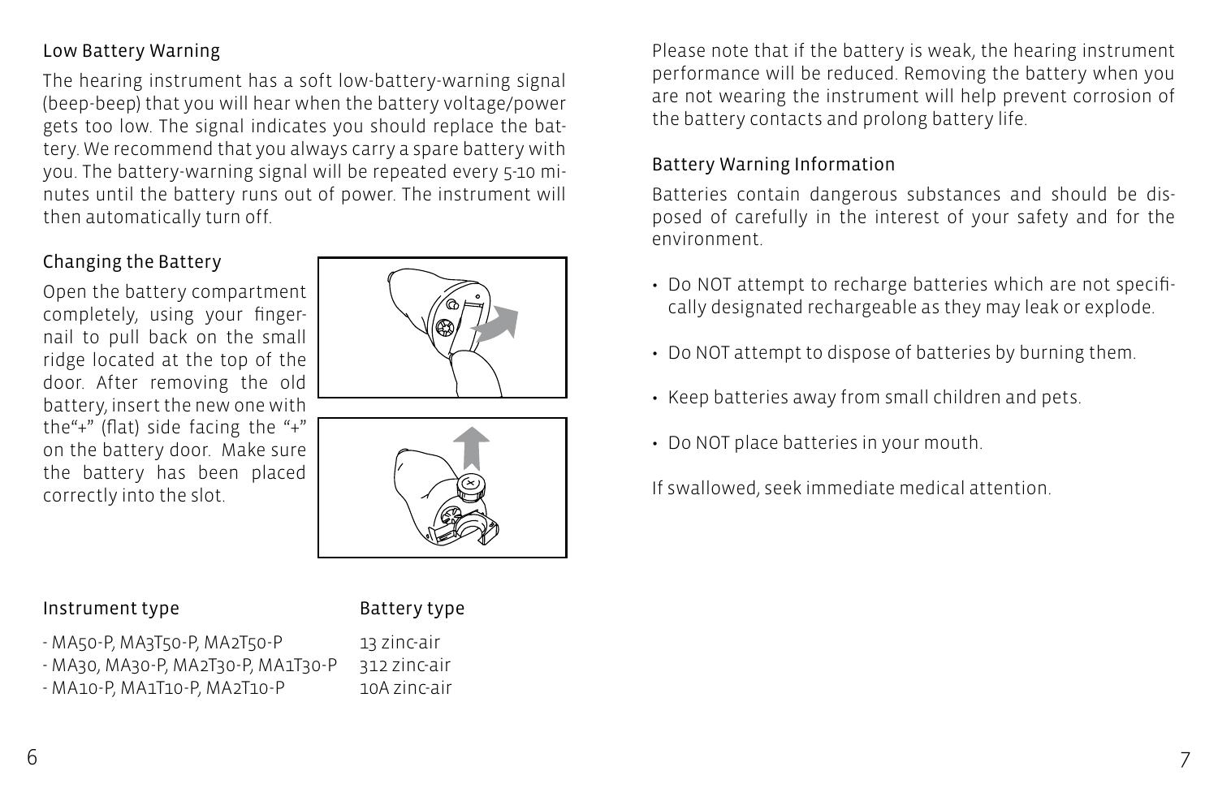## Low Battery Warning

The hearing instrument has a soft low-battery-warning signal (beep-beep) that you will hear when the battery voltage/power gets too low. The signal indicates you should replace the battery. We recommend that you always carry a spare battery with you. The battery-warning signal will be repeated every 5-10 minutes until the battery runs out of power. The instrument will then automatically turn off.

## Changing the Battery

Open the battery compartment completely, using your fingernail to pull back on the small ridge located at the top of the door. After removing the old battery, insert the new one with the"+" (flat) side facing the "+" on the battery door. Make sure the battery has been placed correctly into the slot.

| Instrument type | Battery type |
| --- | --- |
| - MA50-P, MA3T50-P, MA2T50-P | 13 zinc-air |
| - MA30, MA30-P, MA2T30-P, MA1T30-P | 312 zinc-air |
| - MA10-P, MA1T10-P, MA2T10-P | 10A zinc-air |

Please note that if the battery is weak, the hearing instrument performance will be reduced. Removing the battery when you are not wearing the instrument will help prevent corrosion of the battery contacts and prolong battery life.

## Battery Warning Information

Batteries contain dangerous substances and should be disposed of carefully in the interest of your safety and for the environment.

- Do NOT attempt to recharge batteries which are not specifically designated rechargeable as they may leak or explode.
- Do NOT attempt to dispose of batteries by burning them.
- Keep batteries away from small children and pets.
- Do NOT place batteries in your mouth.

If swallowed, seek immediate medical attention.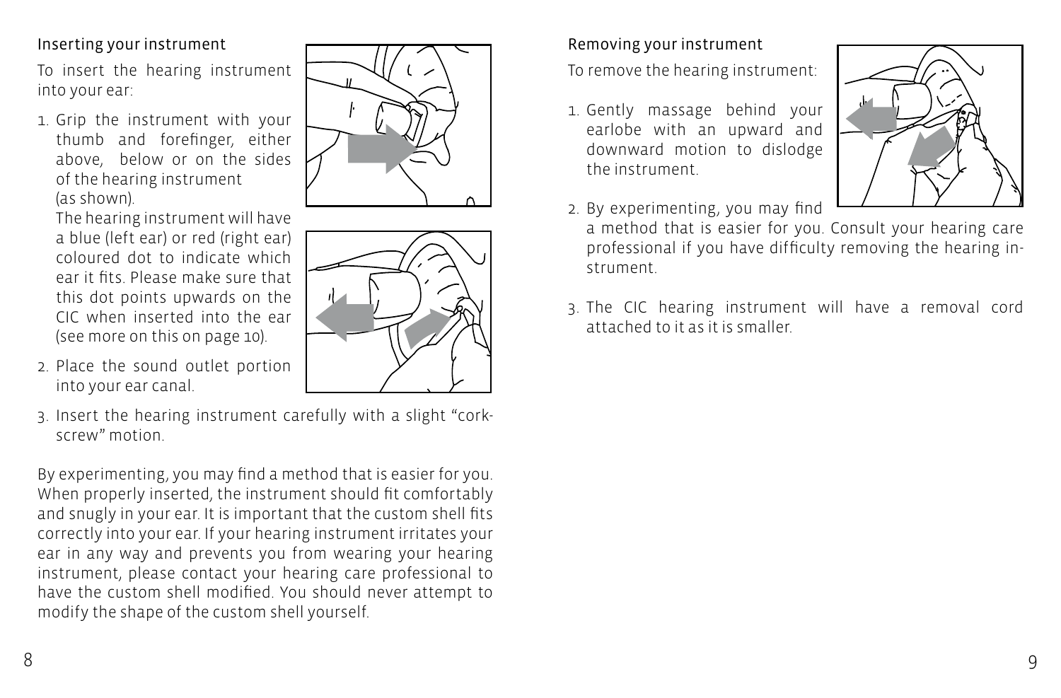## Inserting your instrument

To insert the hearing instrument into your ear:

1. Grip the instrument with your thumb and forefinger, either above, below or on the sides of the hearing instrument (as shown).
   The hearing instrument will have a blue (left ear) or red (right ear) coloured dot to indicate which ear it fits. Please make sure that this dot points upwards on the CIC when inserted into the ear (see more on this on page 10).
2. Place the sound outlet portion into your ear canal.
3. Insert the hearing instrument carefully with a slight "cork-screw" motion.

By experimenting, you may find a method that is easier for you. When properly inserted, the instrument should fit comfortably and snugly in your ear. It is important that the custom shell fits correctly into your ear. If your hearing instrument irritates your ear in any way and prevents you from wearing your hearing instrument, please contact your hearing care professional to have the custom shell modified. You should never attempt to modify the shape of the custom shell yourself.

## Removing your instrument

To remove the hearing instrument:

1. Gently massage behind your earlobe with an upward and downward motion to dislodge the instrument.
2. By experimenting, you may find a method that is easier for you. Consult your hearing care professional if you have difficulty removing the hearing instrument.
3. The CIC hearing instrument will have a removal cord attached to it as it is smaller.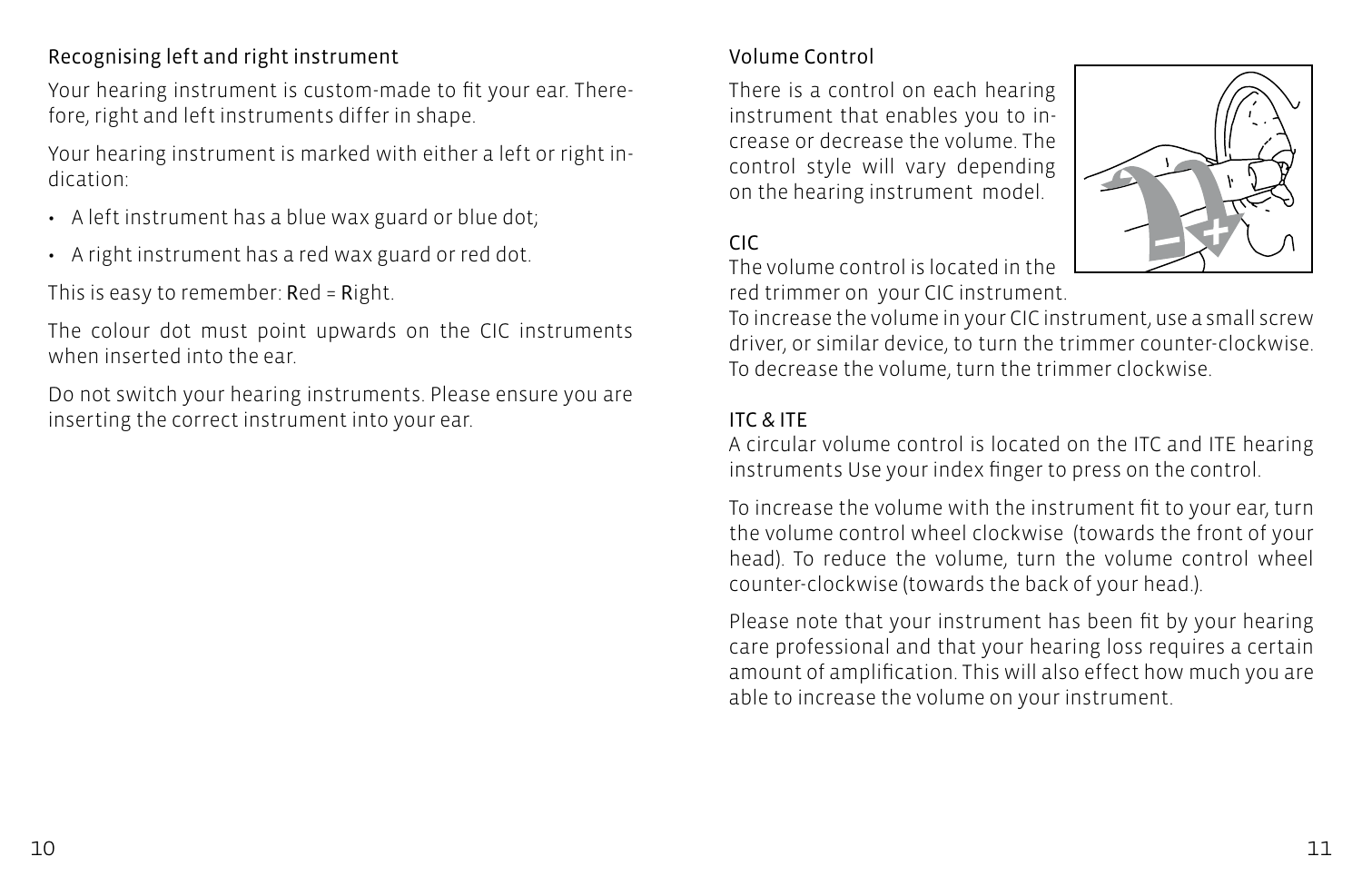## Recognising left and right instrument

Your hearing instrument is custom-made to fit your ear. Therefore, right and left instruments differ in shape.

Your hearing instrument is marked with either a left or right indication:

- A left instrument has a blue wax guard or blue dot;
- A right instrument has a red wax guard or red dot.

This is easy to remember: **R**ed = **R**ight.

The colour dot must point upwards on the CIC instruments when inserted into the ear.

Do not switch your hearing instruments. Please ensure you are inserting the correct instrument into your ear.

## Volume Control

There is a control on each hearing instrument that enables you to increase or decrease the volume. The control style will vary depending on the hearing instrument model.

### CIC

The volume control is located in the red trimmer on your CIC instrument. To increase the volume in your CIC instrument, use a small screw driver, or similar device, to turn the trimmer counter-clockwise. To decrease the volume, turn the trimmer clockwise.

### ITC & ITE

A circular volume control is located on the ITC and ITE hearing instruments Use your index finger to press on the control.

To increase the volume with the instrument fit to your ear, turn the volume control wheel clockwise (towards the front of your head). To reduce the volume, turn the volume control wheel counter-clockwise (towards the back of your head.).

Please note that your instrument has been fit by your hearing care professional and that your hearing loss requires a certain amount of amplification. This will also effect how much you are able to increase the volume on your instrument.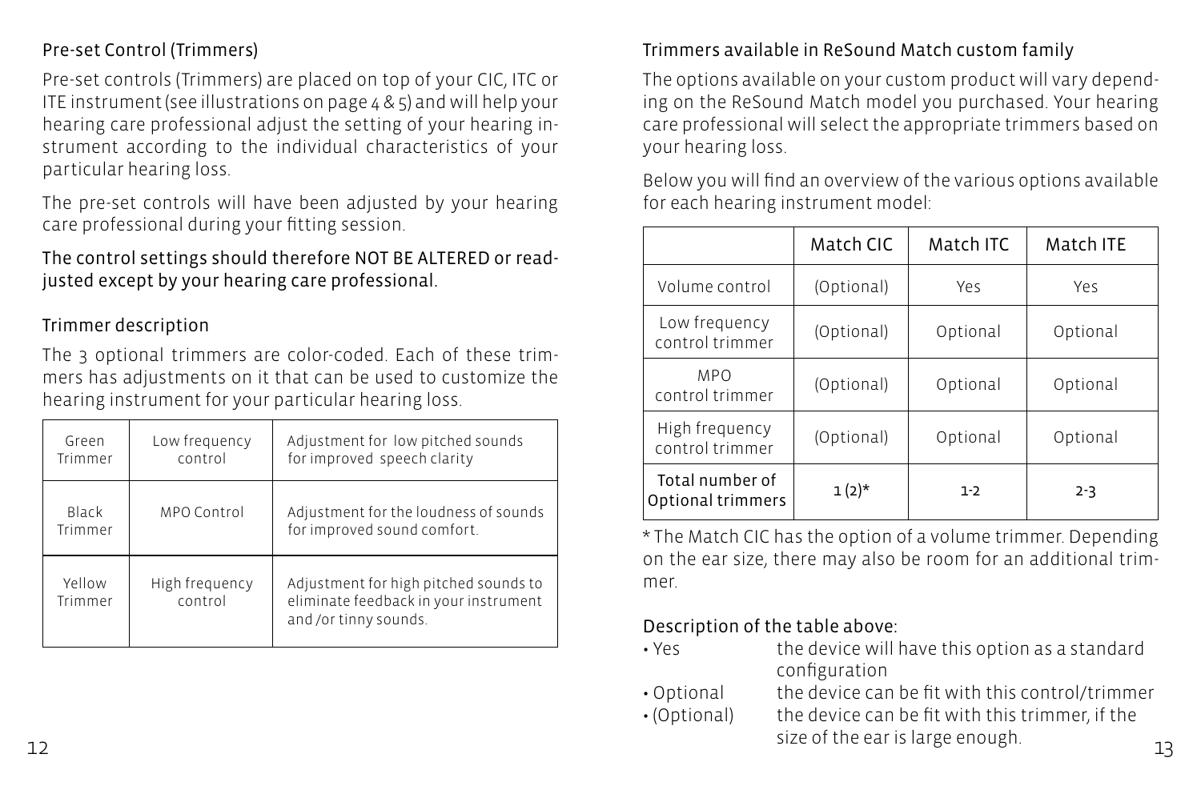## Pre-set Control (Trimmers)

Pre-set controls (Trimmers) are placed on top of your CIC, ITC or ITE instrument (see illustrations on page 4 & 5) and will help your hearing care professional adjust the setting of your hearing instrument according to the individual characteristics of your particular hearing loss.

The pre-set controls will have been adjusted by your hearing care professional during your fitting session.

The control settings should therefore NOT BE ALTERED or readjusted except by your hearing care professional.

## Trimmer description

The 3 optional trimmers are color-coded. Each of these trimmers has adjustments on it that can be used to customize the hearing instrument for your particular hearing loss.

| | | |
|---|---|---|
| Green Trimmer | Low frequency control | Adjustment for low pitched sounds for improved speech clarity |
| Black Trimmer | MPO Control | Adjustment for the loudness of sounds for improved sound comfort. |
| Yellow Trimmer | High frequency control | Adjustment for high pitched sounds to eliminate feedback in your instrument and /or tinny sounds. |

## Trimmers available in ReSound Match custom family

The options available on your custom product will vary depending on the ReSound Match model you purchased. Your hearing care professional will select the appropriate trimmers based on your hearing loss.

Below you will find an overview of the various options available for each hearing instrument model:

| | Match CIC | Match ITC | Match ITE |
|---|---|---|---|
| Volume control | (Optional) | Yes | Yes |
| Low frequency control trimmer | (Optional) | Optional | Optional |
| MPO control trimmer | (Optional) | Optional | Optional |
| High frequency control trimmer | (Optional) | Optional | Optional |
| Total number of Optional trimmers | 1 (2)* | 1-2 | 2-3 |

* The Match CIC has the option of a volume trimmer. Depending on the ear size, there may also be room for an additional trimmer.

Description of the table above:

- Yes — the device will have this option as a standard configuration
- Optional — the device can be fit with this control/trimmer
- (Optional) — the device can be fit with this trimmer, if the size of the ear is large enough.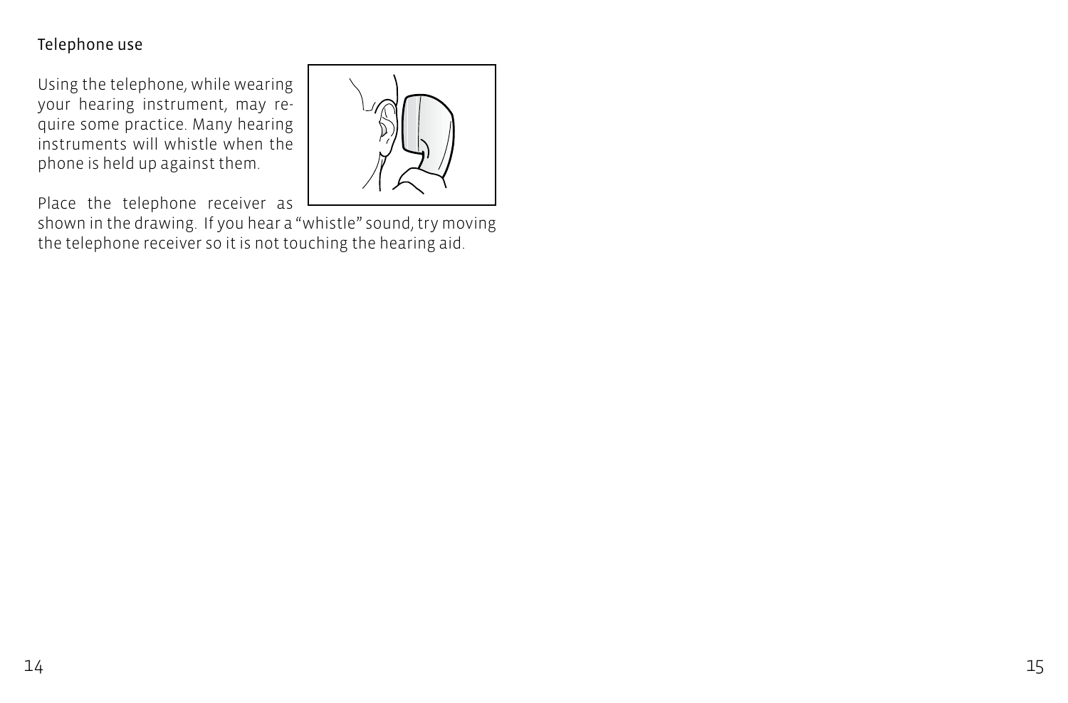## Telephone use

Using the telephone, while wearing your hearing instrument, may require some practice. Many hearing instruments will whistle when the phone is held up against them.

Place the telephone receiver as shown in the drawing. If you hear a “whistle” sound, try moving the telephone receiver so it is not touching the hearing aid.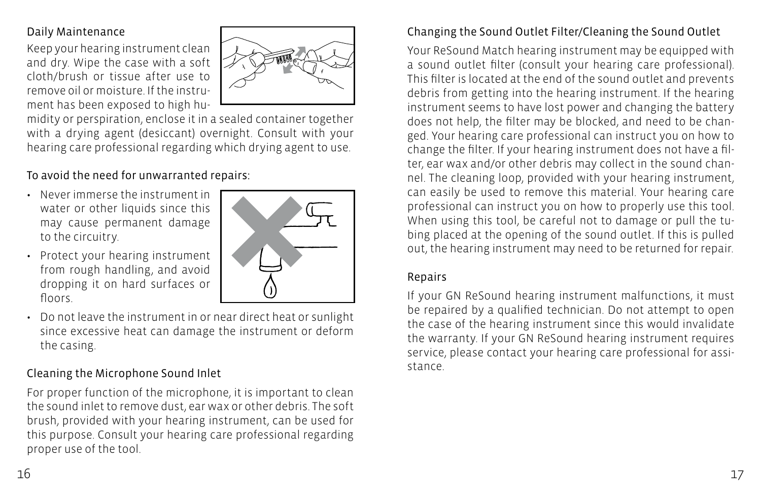## Daily Maintenance

Keep your hearing instrument clean and dry. Wipe the case with a soft cloth/brush or tissue after use to remove oil or moisture. If the instrument has been exposed to high humidity or perspiration, enclose it in a sealed container together with a drying agent (desiccant) overnight. Consult with your hearing care professional regarding which drying agent to use.

## To avoid the need for unwarranted repairs:

- Never immerse the instrument in water or other liquids since this may cause permanent damage to the circuitry.
- Protect your hearing instrument from rough handling, and avoid dropping it on hard surfaces or floors.
- Do not leave the instrument in or near direct heat or sunlight since excessive heat can damage the instrument or deform the casing.

## Cleaning the Microphone Sound Inlet

For proper function of the microphone, it is important to clean the sound inlet to remove dust, ear wax or other debris. The soft brush, provided with your hearing instrument, can be used for this purpose. Consult your hearing care professional regarding proper use of the tool.

## Changing the Sound Outlet Filter/Cleaning the Sound Outlet

Your ReSound Match hearing instrument may be equipped with a sound outlet filter (consult your hearing care professional). This filter is located at the end of the sound outlet and prevents debris from getting into the hearing instrument. If the hearing instrument seems to have lost power and changing the battery does not help, the filter may be blocked, and need to be changed. Your hearing care professional can instruct you on how to change the filter. If your hearing instrument does not have a filter, ear wax and/or other debris may collect in the sound channel. The cleaning loop, provided with your hearing instrument, can easily be used to remove this material. Your hearing care professional can instruct you on how to properly use this tool. When using this tool, be careful not to damage or pull the tubing placed at the opening of the sound outlet. If this is pulled out, the hearing instrument may need to be returned for repair.

## Repairs

If your GN ReSound hearing instrument malfunctions, it must be repaired by a qualified technician. Do not attempt to open the case of the hearing instrument since this would invalidate the warranty. If your GN ReSound hearing instrument requires service, please contact your hearing care professional for assistance.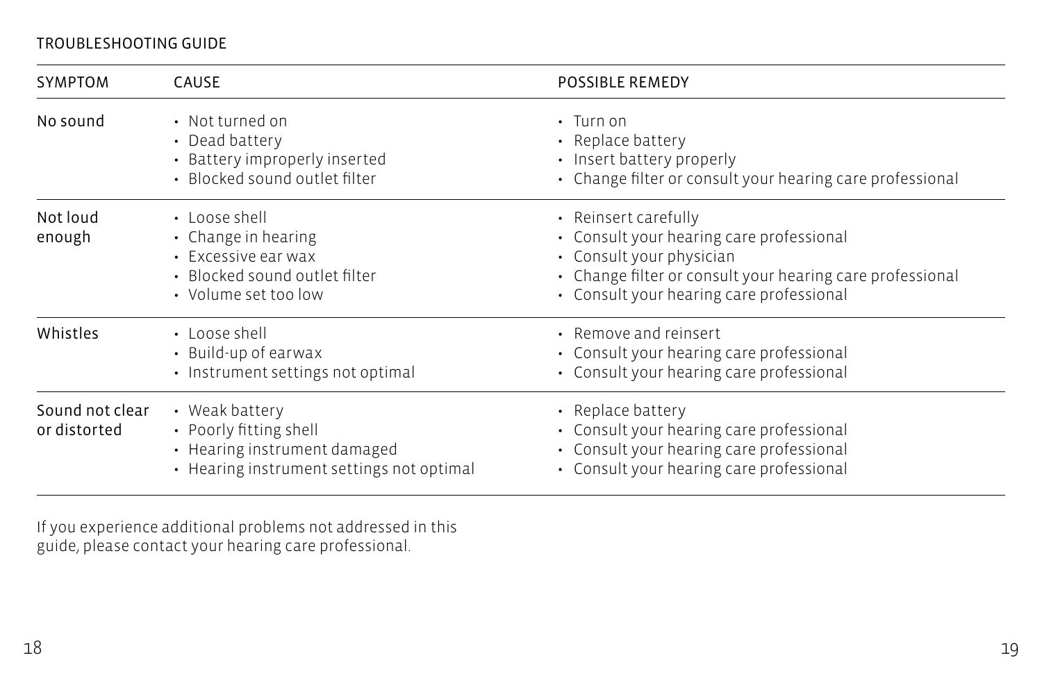## TROUBLESHOOTING GUIDE

| SYMPTOM | CAUSE | POSSIBLE REMEDY |
| --- | --- | --- |
| No sound | • Not turned on<br>• Dead battery<br>• Battery improperly inserted<br>• Blocked sound outlet filter | • Turn on<br>• Replace battery<br>• Insert battery properly<br>• Change filter or consult your hearing care professional |
| Not loud enough | • Loose shell<br>• Change in hearing<br>• Excessive ear wax<br>• Blocked sound outlet filter<br>• Volume set too low | • Reinsert carefully<br>• Consult your hearing care professional<br>• Consult your physician<br>• Change filter or consult your hearing care professional<br>• Consult your hearing care professional |
| Whistles | • Loose shell<br>• Build-up of earwax<br>• Instrument settings not optimal | • Remove and reinsert<br>• Consult your hearing care professional<br>• Consult your hearing care professional |
| Sound not clear or distorted | • Weak battery<br>• Poorly fitting shell<br>• Hearing instrument damaged<br>• Hearing instrument settings not optimal | • Replace battery<br>• Consult your hearing care professional<br>• Consult your hearing care professional<br>• Consult your hearing care professional |

If you experience additional problems not addressed in this guide, please contact your hearing care professional.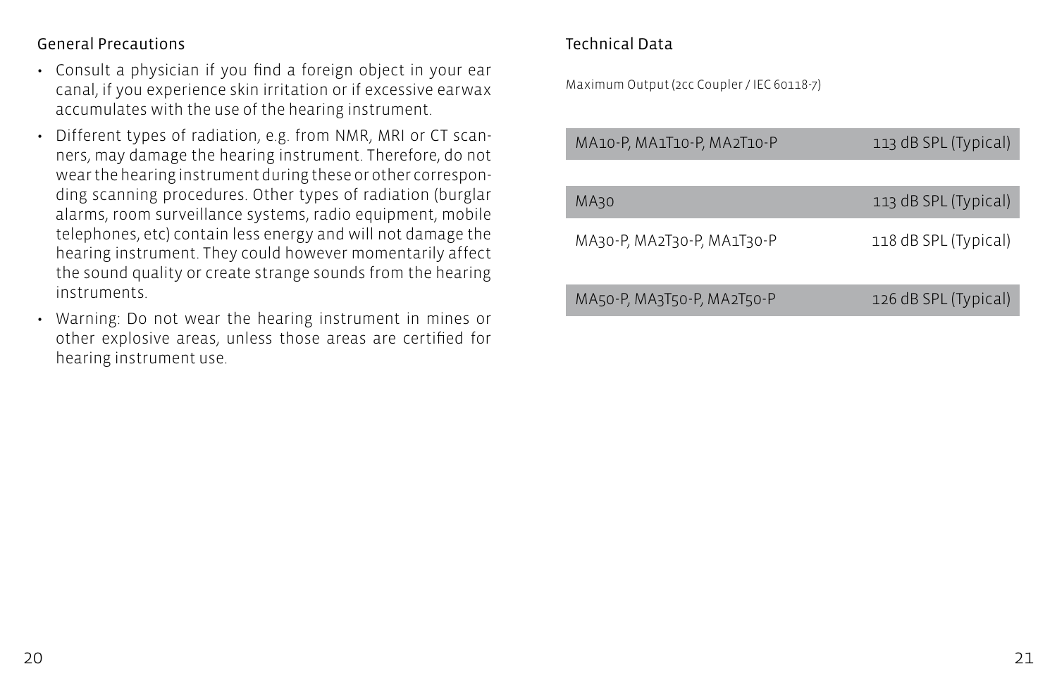## General Precautions

- Consult a physician if you find a foreign object in your ear canal, if you experience skin irritation or if excessive earwax accumulates with the use of the hearing instrument.
- Different types of radiation, e.g. from NMR, MRI or CT scanners, may damage the hearing instrument. Therefore, do not wear the hearing instrument during these or other corresponding scanning procedures. Other types of radiation (burglar alarms, room surveillance systems, radio equipment, mobile telephones, etc) contain less energy and will not damage the hearing instrument. They could however momentarily affect the sound quality or create strange sounds from the hearing instruments.
- Warning: Do not wear the hearing instrument in mines or other explosive areas, unless those areas are certified for hearing instrument use.

## Technical Data

Maximum Output (2cc Coupler / IEC 60118-7)

| Model | Maximum Output |
|---|---|
| MA10-P, MA1T10-P, MA2T10-P | 113 dB SPL (Typical) |
| MA30 | 113 dB SPL (Typical) |
| MA30-P, MA2T30-P, MA1T30-P | 118 dB SPL (Typical) |
| MA50-P, MA3T50-P, MA2T50-P | 126 dB SPL (Typical) |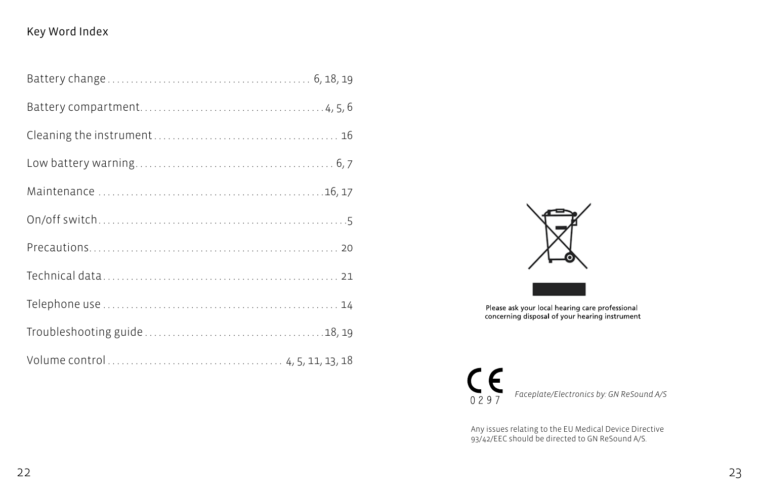## Key Word Index

Battery change .......................................... 6, 18, 19

Battery compartment.......................................4, 5, 6

Cleaning the instrument ....................................... 16

Low battery warning.......................................... 6, 7

Maintenance ...............................................16, 17

On/off switch....................................................5

Precautions..................................................... 20

Technical data.................................................. 21

Telephone use .................................................. 14

Troubleshooting guide......................................18, 19

Volume control .................................... 4, 5, 11, 13, 18

Please ask your local hearing care professional concerning disposal of your hearing instrument

CE 0297 *Faceplate/Electronics by: GN ReSound A/S*

Any issues relating to the EU Medical Device Directive 93/42/EEC should be directed to GN ReSound A/S.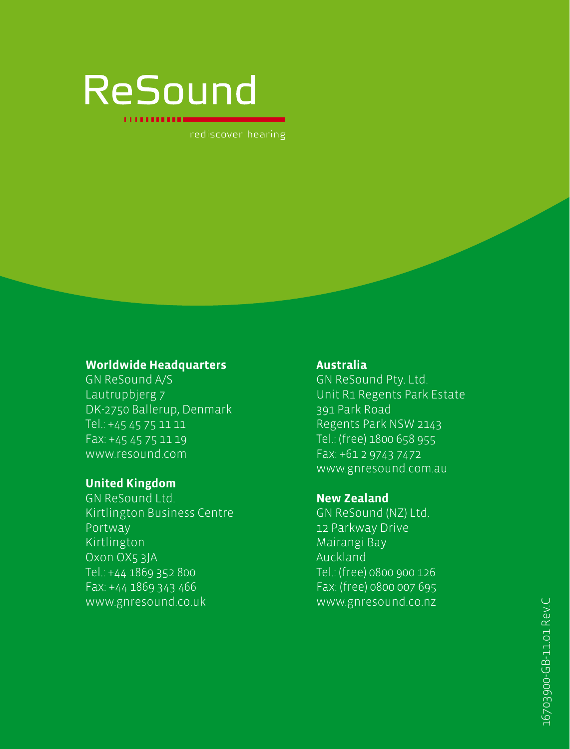ReSound

rediscover hearing

**Worldwide Headquarters**
GN ReSound A/S
Lautrupbjerg 7
DK-2750 Ballerup, Denmark
Tel.: +45 45 75 11 11
Fax: +45 45 75 11 19
www.resound.com

**United Kingdom**
GN ReSound Ltd.
Kirtlington Business Centre
Portway
Kirtlington
Oxon OX5 3JA
Tel.: +44 1869 352 800
Fax: +44 1869 343 466
www.gnresound.co.uk

**Australia**
GN ReSound Pty. Ltd.
Unit R1 Regents Park Estate
391 Park Road
Regents Park NSW 2143
Tel.: (free) 1800 658 955
Fax: +61 2 9743 7472
www.gnresound.com.au

**New Zealand**
GN ReSound (NZ) Ltd.
12 Parkway Drive
Mairangi Bay
Auckland
Tel.: (free) 0800 900 126
Fax: (free) 0800 007 695
www.gnresound.co.nz

16703900-GB-11.01 Rev.C